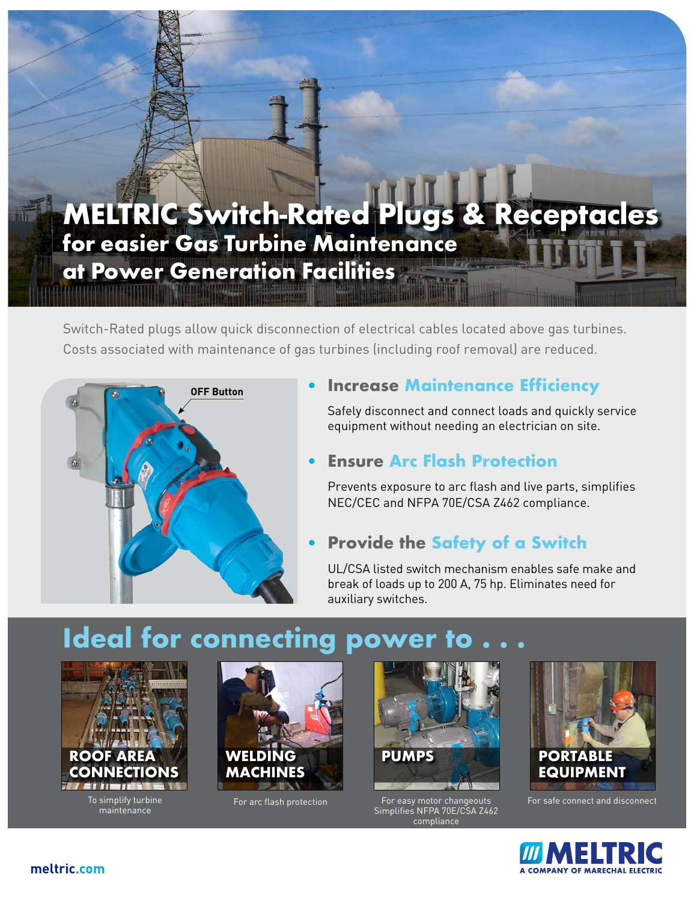# MELTRIC Switch-Rated Plugs & Receptacles for easier Gas Turbine Maintenance at Power Generation Facilities

Switch-Rated plugs allow quick disconnection of electrical cables located above gas turbines. Costs associated with maintenance of gas turbines (including roof removal) are reduced.

OFF Button

- **Increase Maintenance Efficiency**

  Safely disconnect and connect loads and quickly service equipment without needing an electrician on site.

- **Ensure Arc Flash Protection**

  Prevents exposure to arc flash and live parts, simplifies NEC/CEC and NFPA 70E/CSA Z462 compliance.

- **Provide the Safety of a Switch**

  UL/CSA listed switch mechanism enables safe make and break of loads up to 200 A, 75 hp. Eliminates need for auxiliary switches.

## Ideal for connecting power to . . .

**ROOF AREA CONNECTIONS**

To simplify turbine maintenance

**WELDING MACHINES**

For arc flash protection

**PUMPS**

For easy motor changeouts Simplifies NFPA 70E/CSA Z462 compliance

**PORTABLE EQUIPMENT**

For safe connect and disconnect

meltric.com

MELTRIC A COMPANY OF MARECHAL ELECTRIC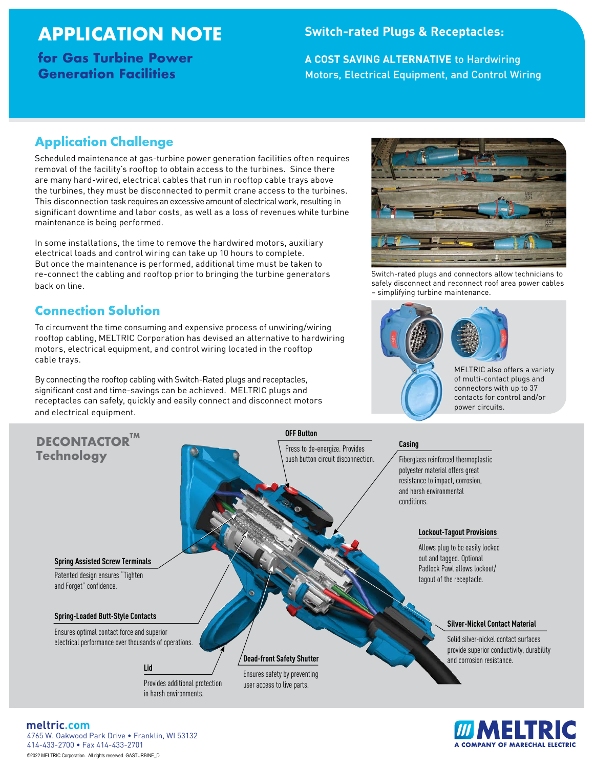# APPLICATION NOTE

## for Gas Turbine Power Generation Facilities

## Switch-rated Plugs & Receptacles:

**A COST SAVING ALTERNATIVE** to Hardwiring Motors, Electrical Equipment, and Control Wiring

## Application Challenge

Scheduled maintenance at gas-turbine power generation facilities often requires removal of the facility's rooftop to obtain access to the turbines. Since there are many hard-wired, electrical cables that run in rooftop cable trays above the turbines, they must be disconnected to permit crane access to the turbines. This disconnection task requires an excessive amount of electrical work, resulting in significant downtime and labor costs, as well as a loss of revenues while turbine maintenance is being performed.

In some installations, the time to remove the hardwired motors, auxiliary electrical loads and control wiring can take up 10 hours to complete. But once the maintenance is performed, additional time must be taken to re-connect the cabling and rooftop prior to bringing the turbine generators back on line.

Switch-rated plugs and connectors allow technicians to safely disconnect and reconnect roof area power cables – simplifying turbine maintenance.

## Connection Solution

To circumvent the time consuming and expensive process of unwiring/wiring rooftop cabling, MELTRIC Corporation has devised an alternative to hardwiring motors, electrical equipment, and control wiring located in the rooftop cable trays.

By connecting the rooftop cabling with Switch-Rated plugs and receptacles, significant cost and time-savings can be achieved. MELTRIC plugs and receptacles can safely, quickly and easily connect and disconnect motors and electrical equipment.

MELTRIC also offers a variety of multi-contact plugs and connectors with up to 37 contacts for control and/or power circuits.

## DECONTACTOR™ Technology

**OFF Button**
Press to de-energize. Provides push button circuit disconnection.

**Casing**
Fiberglass reinforced thermoplastic polyester material offers great resistance to impact, corrosion, and harsh environmental conditions.

**Lockout-Tagout Provisions**
Allows plug to be easily locked out and tagged. Optional Padlock Pawl allows lockout/tagout of the receptacle.

**Spring Assisted Screw Terminals**
Patented design ensures "Tighten and Forget" confidence.

**Spring-Loaded Butt-Style Contacts**
Ensures optimal contact force and superior electrical performance over thousands of operations.

**Silver-Nickel Contact Material**
Solid silver-nickel contact surfaces provide superior conductivity, durability and corrosion resistance.

**Dead-front Safety Shutter**
Ensures safety by preventing user access to live parts.

**Lid**
Provides additional protection in harsh environments.

meltric.com
4765 W. Oakwood Park Drive • Franklin, WI 53132
414-433-2700 • Fax 414-433-2701
©2022 MELTRIC Corporation. All rights reserved. GASTURBINE_D

MELTRIC
A COMPANY OF MARECHAL ELECTRIC